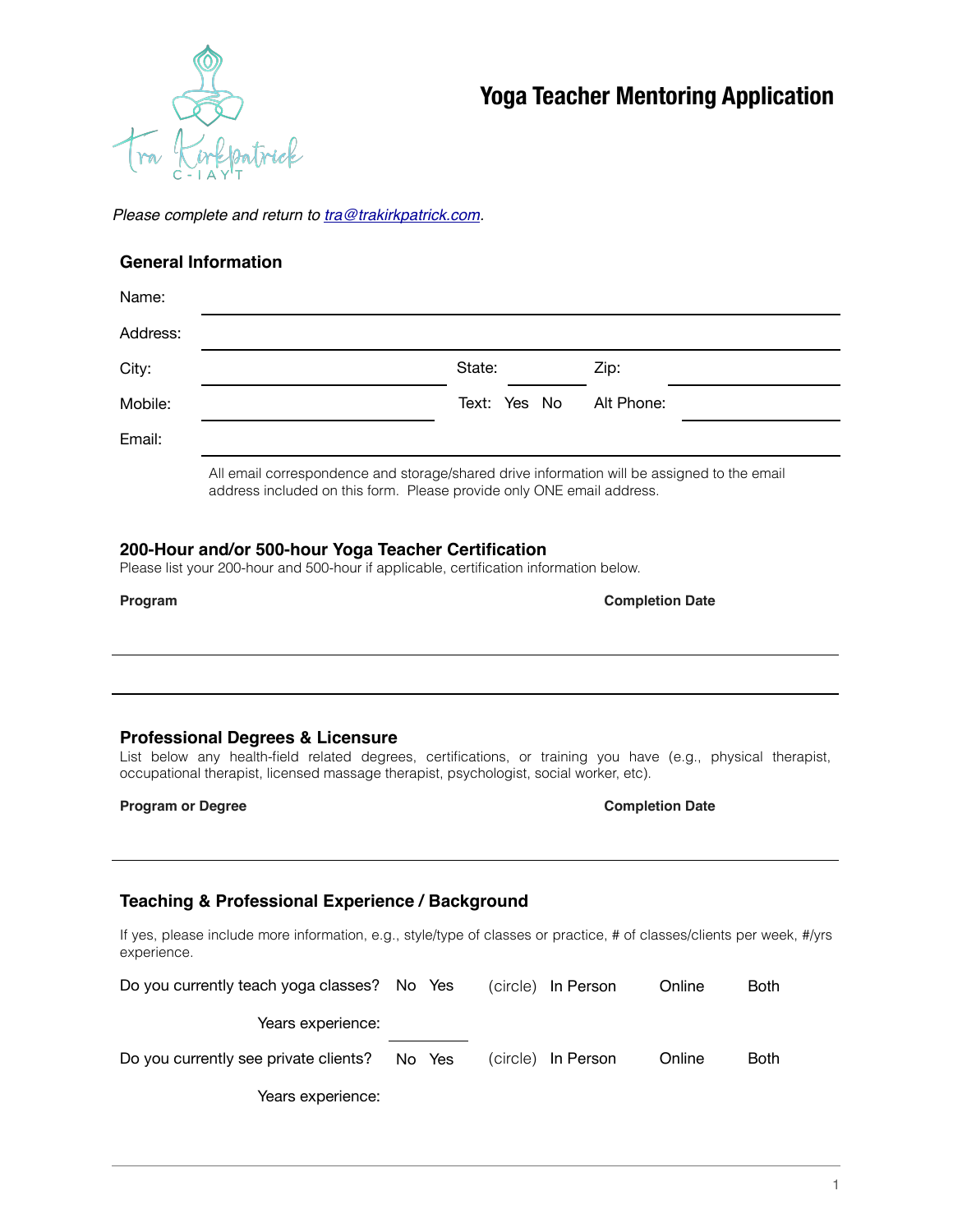Tra Kirkpatrick C-IAYT

# Yoga Teacher Mentoring Application

*Please complete and return to [tra@trakirkpatrick.com](mailto:tra@trakirkpatrick.com).*

## General Information

Name: \_\_\_\_\_\_\_\_\_\_\_\_\_\_\_\_\_\_\_\_\_\_\_\_\_\_\_\_\_\_\_\_\_\_\_\_\_\_\_\_

Address: \_\_\_\_\_\_\_\_\_\_\_\_\_\_\_\_\_\_\_\_\_\_\_\_\_\_\_\_\_\_\_\_\_\_\_\_\_\_\_\_

City: \_\_\_\_\_\_\_\_\_\_\_\_\_\_\_\_ State: \_\_\_\_\_\_ Zip: \_\_\_\_\_\_\_\_\_\_

Mobile: \_\_\_\_\_\_\_\_\_\_\_\_\_\_\_\_ Text: Yes No Alt Phone: \_\_\_\_\_\_\_\_\_\_

Email: \_\_\_\_\_\_\_\_\_\_\_\_\_\_\_\_\_\_\_\_\_\_\_\_\_\_\_\_\_\_\_\_\_\_\_\_\_\_\_\_

All email correspondence and storage/shared drive information will be assigned to the email address included on this form. Please provide only ONE email address.

## 200-Hour and/or 500-hour Yoga Teacher Certification

Please list your 200-hour and 500-hour if applicable, certification information below.

| **Program** | **Completion Date** |
|---|---|
| | |
| | |

## Professional Degrees & Licensure

List below any health-field related degrees, certifications, or training you have (e.g., physical therapist, occupational therapist, licensed massage therapist, psychologist, social worker, etc).

| **Program or Degree** | **Completion Date** |
|---|---|
| | |

## Teaching & Professional Experience / Background

If yes, please include more information, e.g., style/type of classes or practice, # of classes/clients per week, #/yrs experience.

Do you currently teach yoga classes? No Yes (circle) In Person Online Both

Years experience: \_\_\_\_\_\_\_\_

Do you currently see private clients? No Yes (circle) In Person Online Both

Years experience: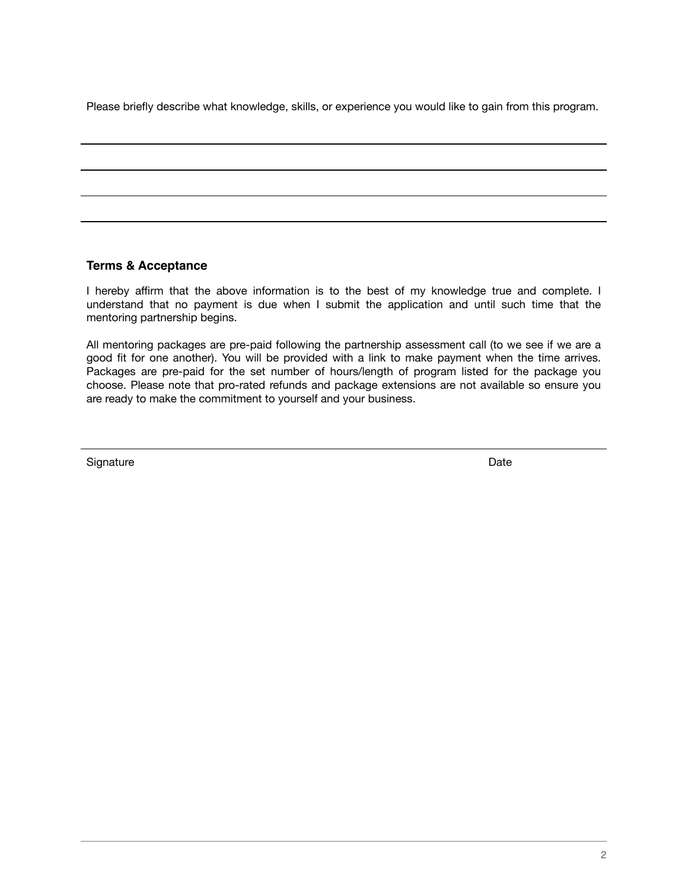Please briefly describe what knowledge, skills, or experience you would like to gain from this program.

## Terms & Acceptance

I hereby affirm that the above information is to the best of my knowledge true and complete. I understand that no payment is due when I submit the application and until such time that the mentoring partnership begins.

All mentoring packages are pre-paid following the partnership assessment call (to we see if we are a good fit for one another). You will be provided with a link to make payment when the time arrives. Packages are pre-paid for the set number of hours/length of program listed for the package you choose. Please note that pro-rated refunds and package extensions are not available so ensure you are ready to make the commitment to yourself and your business.

Signature Date